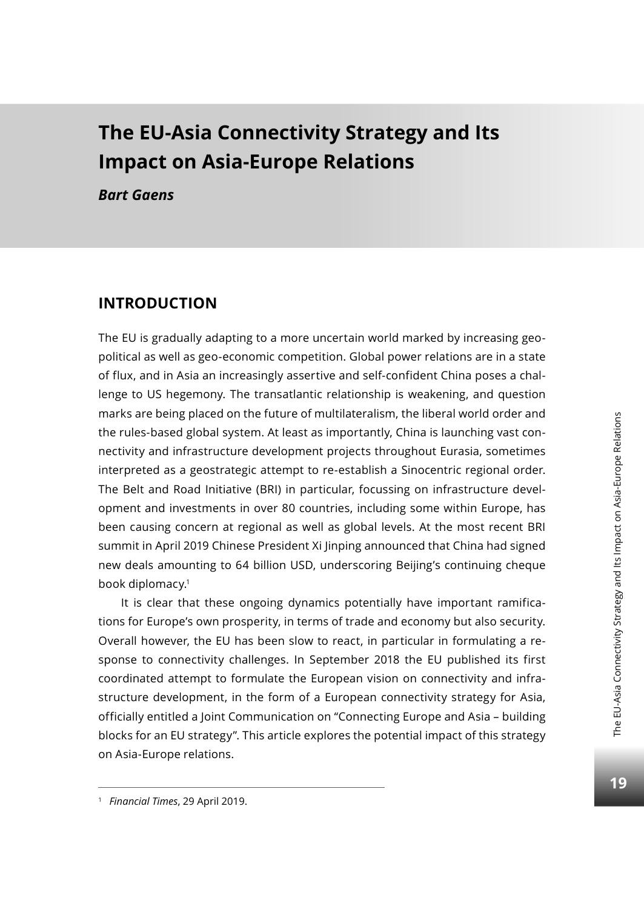# The EU-Asia Connectivity Strategy and Its Impact on Asia-Europe Relations

***Bart Gaens***

## INTRODUCTION

The EU is gradually adapting to a more uncertain world marked by increasing geopolitical as well as geo-economic competition. Global power relations are in a state of flux, and in Asia an increasingly assertive and self-confident China poses a challenge to US hegemony. The transatlantic relationship is weakening, and question marks are being placed on the future of multilateralism, the liberal world order and the rules-based global system. At least as importantly, China is launching vast connectivity and infrastructure development projects throughout Eurasia, sometimes interpreted as a geostrategic attempt to re-establish a Sinocentric regional order. The Belt and Road Initiative (BRI) in particular, focussing on infrastructure development and investments in over 80 countries, including some within Europe, has been causing concern at regional as well as global levels. At the most recent BRI summit in April 2019 Chinese President Xi Jinping announced that China had signed new deals amounting to 64 billion USD, underscoring Beijing's continuing cheque book diplomacy.[1]

It is clear that these ongoing dynamics potentially have important ramifications for Europe's own prosperity, in terms of trade and economy but also security. Overall however, the EU has been slow to react, in particular in formulating a response to connectivity challenges. In September 2018 the EU published its first coordinated attempt to formulate the European vision on connectivity and infrastructure development, in the form of a European connectivity strategy for Asia, officially entitled a Joint Communication on "Connecting Europe and Asia – building blocks for an EU strategy". This article explores the potential impact of this strategy on Asia-Europe relations.

[1] *Financial Times*, 29 April 2019.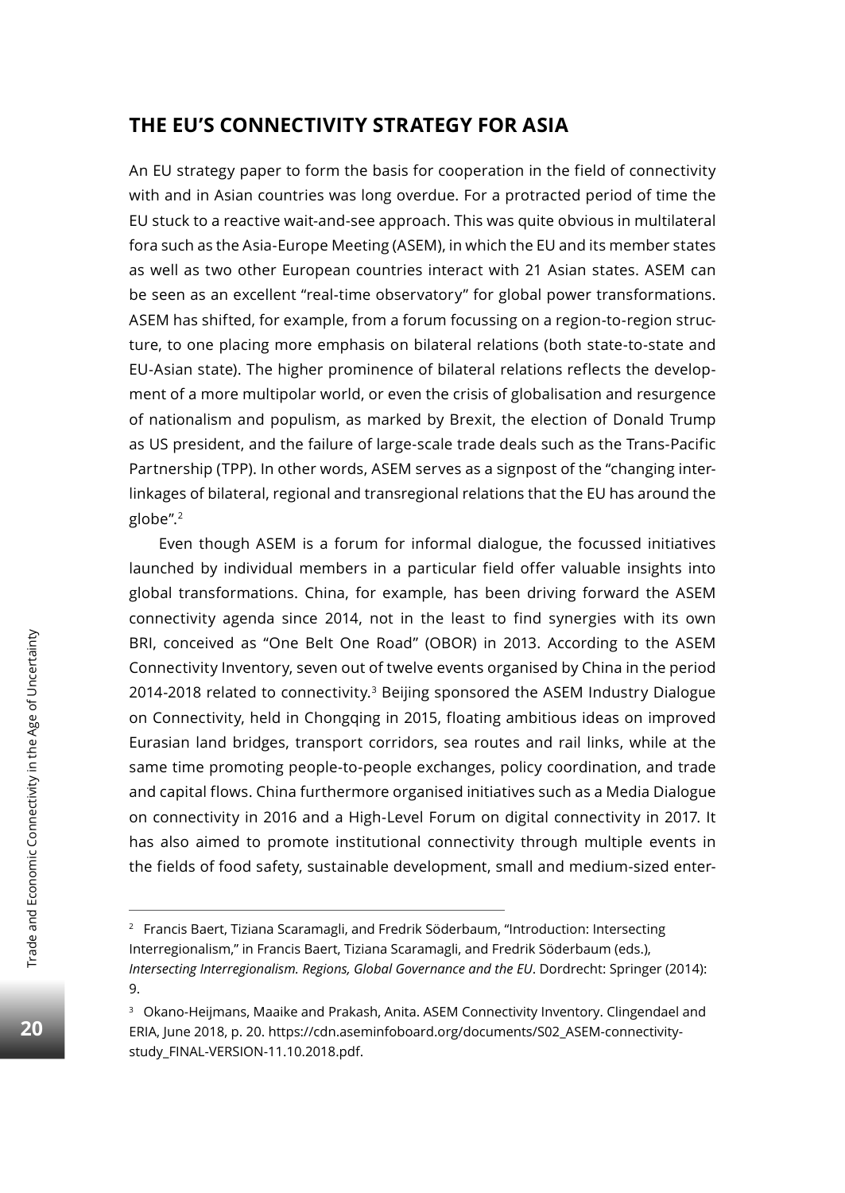## THE EU'S CONNECTIVITY STRATEGY FOR ASIA

An EU strategy paper to form the basis for cooperation in the field of connectivity with and in Asian countries was long overdue. For a protracted period of time the EU stuck to a reactive wait-and-see approach. This was quite obvious in multilateral fora such as the Asia-Europe Meeting (ASEM), in which the EU and its member states as well as two other European countries interact with 21 Asian states. ASEM can be seen as an excellent "real-time observatory" for global power transformations. ASEM has shifted, for example, from a forum focussing on a region-to-region structure, to one placing more emphasis on bilateral relations (both state-to-state and EU-Asian state). The higher prominence of bilateral relations reflects the development of a more multipolar world, or even the crisis of globalisation and resurgence of nationalism and populism, as marked by Brexit, the election of Donald Trump as US president, and the failure of large-scale trade deals such as the Trans-Pacific Partnership (TPP). In other words, ASEM serves as a signpost of the "changing interlinkages of bilateral, regional and transregional relations that the EU has around the globe".[2]

Even though ASEM is a forum for informal dialogue, the focussed initiatives launched by individual members in a particular field offer valuable insights into global transformations. China, for example, has been driving forward the ASEM connectivity agenda since 2014, not in the least to find synergies with its own BRI, conceived as "One Belt One Road" (OBOR) in 2013. According to the ASEM Connectivity Inventory, seven out of twelve events organised by China in the period 2014-2018 related to connectivity.[3] Beijing sponsored the ASEM Industry Dialogue on Connectivity, held in Chongqing in 2015, floating ambitious ideas on improved Eurasian land bridges, transport corridors, sea routes and rail links, while at the same time promoting people-to-people exchanges, policy coordination, and trade and capital flows. China furthermore organised initiatives such as a Media Dialogue on connectivity in 2016 and a High-Level Forum on digital connectivity in 2017. It has also aimed to promote institutional connectivity through multiple events in the fields of food safety, sustainable development, small and medium-sized enter-

---

[2] Francis Baert, Tiziana Scaramagli, and Fredrik Söderbaum, "Introduction: Intersecting Interregionalism," in Francis Baert, Tiziana Scaramagli, and Fredrik Söderbaum (eds.), *Intersecting Interregionalism. Regions, Global Governance and the EU*. Dordrecht: Springer (2014): 9.

[3] Okano-Heijmans, Maaike and Prakash, Anita. ASEM Connectivity Inventory. Clingendael and ERIA, June 2018, p. 20. https://cdn.aseminfoboard.org/documents/S02_ASEM-connectivity-study_FINAL-VERSION-11.10.2018.pdf.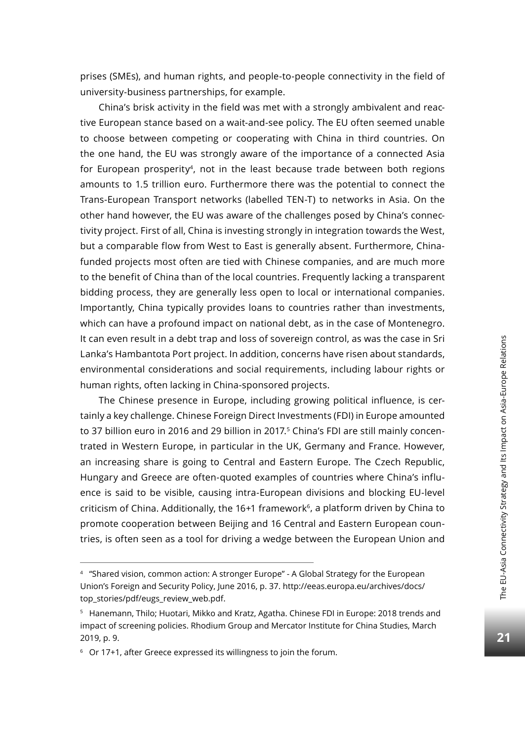prises (SMEs), and human rights, and people-to-people connectivity in the field of university-business partnerships, for example.

China's brisk activity in the field was met with a strongly ambivalent and reactive European stance based on a wait-and-see policy. The EU often seemed unable to choose between competing or cooperating with China in third countries. On the one hand, the EU was strongly aware of the importance of a connected Asia for European prosperity[4], not in the least because trade between both regions amounts to 1.5 trillion euro. Furthermore there was the potential to connect the Trans-European Transport networks (labelled TEN-T) to networks in Asia. On the other hand however, the EU was aware of the challenges posed by China's connectivity project. First of all, China is investing strongly in integration towards the West, but a comparable flow from West to East is generally absent. Furthermore, China-funded projects most often are tied with Chinese companies, and are much more to the benefit of China than of the local countries. Frequently lacking a transparent bidding process, they are generally less open to local or international companies. Importantly, China typically provides loans to countries rather than investments, which can have a profound impact on national debt, as in the case of Montenegro. It can even result in a debt trap and loss of sovereign control, as was the case in Sri Lanka's Hambantota Port project. In addition, concerns have risen about standards, environmental considerations and social requirements, including labour rights or human rights, often lacking in China-sponsored projects.

The Chinese presence in Europe, including growing political influence, is certainly a key challenge. Chinese Foreign Direct Investments (FDI) in Europe amounted to 37 billion euro in 2016 and 29 billion in 2017.[5] China's FDI are still mainly concentrated in Western Europe, in particular in the UK, Germany and France. However, an increasing share is going to Central and Eastern Europe. The Czech Republic, Hungary and Greece are often-quoted examples of countries where China's influence is said to be visible, causing intra-European divisions and blocking EU-level criticism of China. Additionally, the 16+1 framework[6], a platform driven by China to promote cooperation between Beijing and 16 Central and Eastern European countries, is often seen as a tool for driving a wedge between the European Union and

---

[4] "Shared vision, common action: A stronger Europe" - A Global Strategy for the European Union's Foreign and Security Policy, June 2016, p. 37. http://eeas.europa.eu/archives/docs/top_stories/pdf/eugs_review_web.pdf.

[5] Hanemann, Thilo; Huotari, Mikko and Kratz, Agatha. Chinese FDI in Europe: 2018 trends and impact of screening policies. Rhodium Group and Mercator Institute for China Studies, March 2019, p. 9.

[6] Or 17+1, after Greece expressed its willingness to join the forum.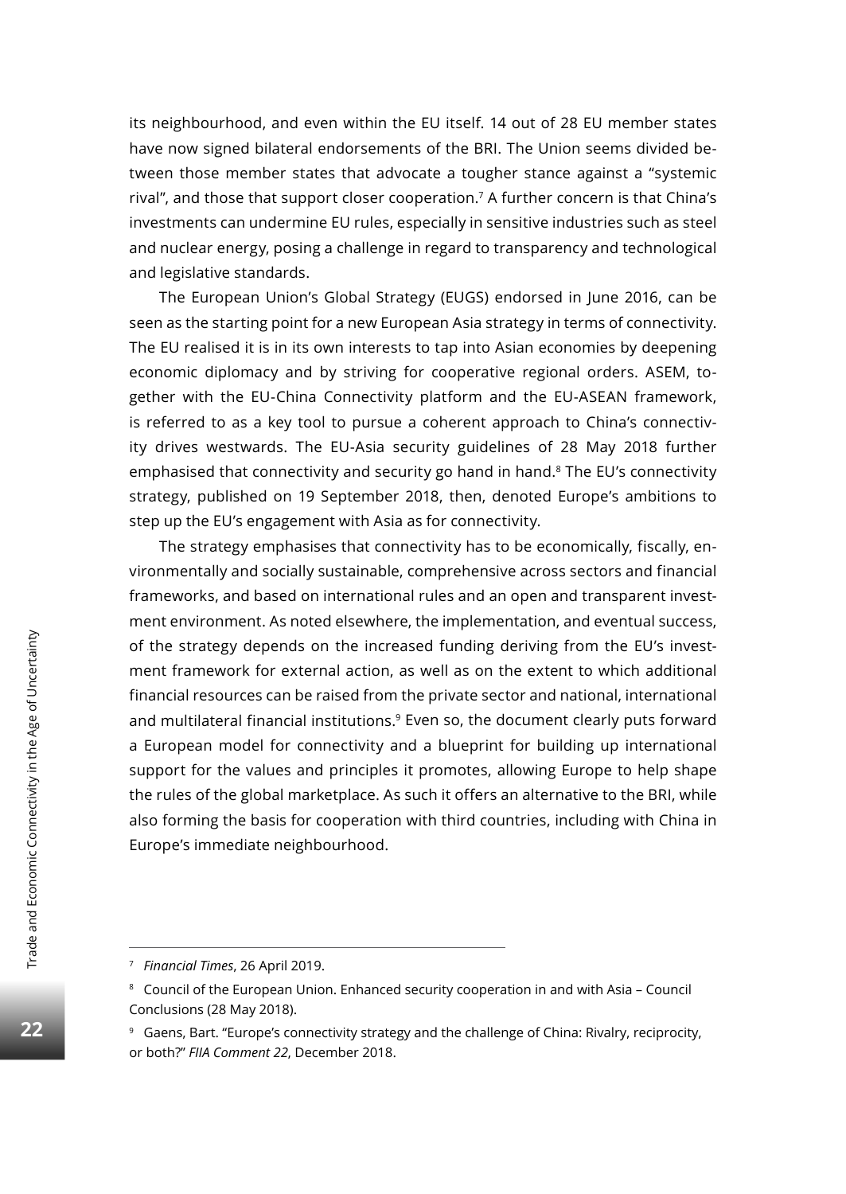its neighbourhood, and even within the EU itself. 14 out of 28 EU member states have now signed bilateral endorsements of the BRI. The Union seems divided between those member states that advocate a tougher stance against a "systemic rival", and those that support closer cooperation.[7] A further concern is that China's investments can undermine EU rules, especially in sensitive industries such as steel and nuclear energy, posing a challenge in regard to transparency and technological and legislative standards.

The European Union's Global Strategy (EUGS) endorsed in June 2016, can be seen as the starting point for a new European Asia strategy in terms of connectivity. The EU realised it is in its own interests to tap into Asian economies by deepening economic diplomacy and by striving for cooperative regional orders. ASEM, together with the EU-China Connectivity platform and the EU-ASEAN framework, is referred to as a key tool to pursue a coherent approach to China's connectivity drives westwards. The EU-Asia security guidelines of 28 May 2018 further emphasised that connectivity and security go hand in hand.[8] The EU's connectivity strategy, published on 19 September 2018, then, denoted Europe's ambitions to step up the EU's engagement with Asia as for connectivity.

The strategy emphasises that connectivity has to be economically, fiscally, environmentally and socially sustainable, comprehensive across sectors and financial frameworks, and based on international rules and an open and transparent investment environment. As noted elsewhere, the implementation, and eventual success, of the strategy depends on the increased funding deriving from the EU's investment framework for external action, as well as on the extent to which additional financial resources can be raised from the private sector and national, international and multilateral financial institutions.[9] Even so, the document clearly puts forward a European model for connectivity and a blueprint for building up international support for the values and principles it promotes, allowing Europe to help shape the rules of the global marketplace. As such it offers an alternative to the BRI, while also forming the basis for cooperation with third countries, including with China in Europe's immediate neighbourhood.

---

[7] *Financial Times*, 26 April 2019.

[8] Council of the European Union. Enhanced security cooperation in and with Asia – Council Conclusions (28 May 2018).

[9] Gaens, Bart. "Europe's connectivity strategy and the challenge of China: Rivalry, reciprocity, or both?" *FIIA Comment 22*, December 2018.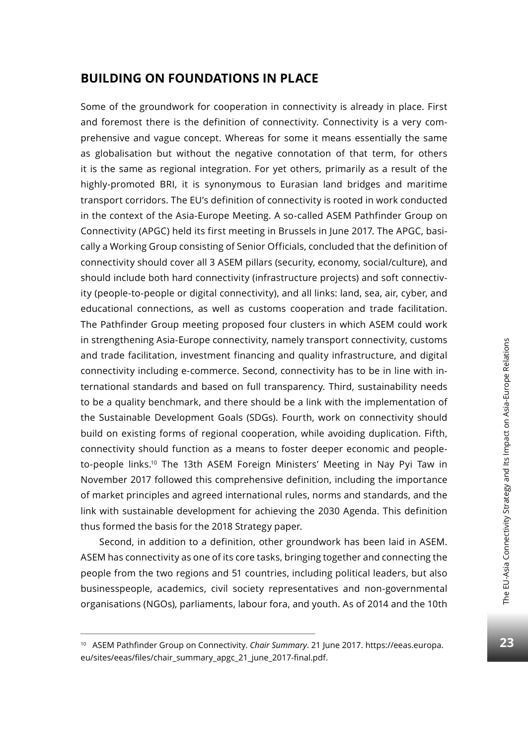## BUILDING ON FOUNDATIONS IN PLACE

Some of the groundwork for cooperation in connectivity is already in place. First and foremost there is the definition of connectivity. Connectivity is a very comprehensive and vague concept. Whereas for some it means essentially the same as globalisation but without the negative connotation of that term, for others it is the same as regional integration. For yet others, primarily as a result of the highly-promoted BRI, it is synonymous to Eurasian land bridges and maritime transport corridors. The EU's definition of connectivity is rooted in work conducted in the context of the Asia-Europe Meeting. A so-called ASEM Pathfinder Group on Connectivity (APGC) held its first meeting in Brussels in June 2017. The APGC, basically a Working Group consisting of Senior Officials, concluded that the definition of connectivity should cover all 3 ASEM pillars (security, economy, social/culture), and should include both hard connectivity (infrastructure projects) and soft connectivity (people-to-people or digital connectivity), and all links: land, sea, air, cyber, and educational connections, as well as customs cooperation and trade facilitation. The Pathfinder Group meeting proposed four clusters in which ASEM could work in strengthening Asia-Europe connectivity, namely transport connectivity, customs and trade facilitation, investment financing and quality infrastructure, and digital connectivity including e-commerce. Second, connectivity has to be in line with international standards and based on full transparency. Third, sustainability needs to be a quality benchmark, and there should be a link with the implementation of the Sustainable Development Goals (SDGs). Fourth, work on connectivity should build on existing forms of regional cooperation, while avoiding duplication. Fifth, connectivity should function as a means to foster deeper economic and people-to-people links.[10] The 13th ASEM Foreign Ministers' Meeting in Nay Pyi Taw in November 2017 followed this comprehensive definition, including the importance of market principles and agreed international rules, norms and standards, and the link with sustainable development for achieving the 2030 Agenda. This definition thus formed the basis for the 2018 Strategy paper.

Second, in addition to a definition, other groundwork has been laid in ASEM. ASEM has connectivity as one of its core tasks, bringing together and connecting the people from the two regions and 51 countries, including political leaders, but also businesspeople, academics, civil society representatives and non-governmental organisations (NGOs), parliaments, labour fora, and youth. As of 2014 and the 10th

---

[10] ASEM Pathfinder Group on Connectivity. *Chair Summary*. 21 June 2017. https://eeas.europa.eu/sites/eeas/files/chair_summary_apgc_21_june_2017-final.pdf.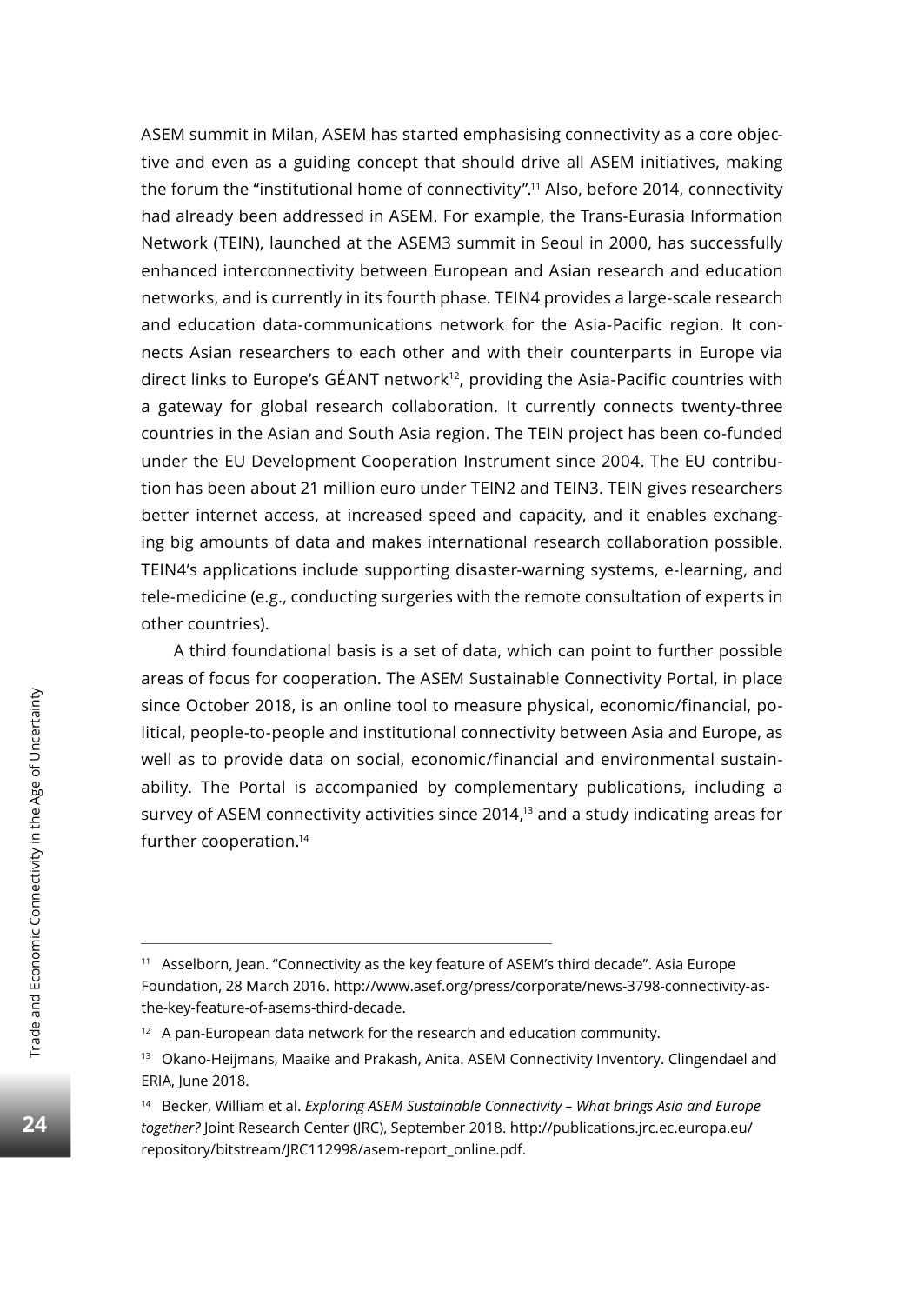ASEM summit in Milan, ASEM has started emphasising connectivity as a core objective and even as a guiding concept that should drive all ASEM initiatives, making the forum the "institutional home of connectivity".[11] Also, before 2014, connectivity had already been addressed in ASEM. For example, the Trans-Eurasia Information Network (TEIN), launched at the ASEM3 summit in Seoul in 2000, has successfully enhanced interconnectivity between European and Asian research and education networks, and is currently in its fourth phase. TEIN4 provides a large-scale research and education data-communications network for the Asia-Pacific region. It connects Asian researchers to each other and with their counterparts in Europe via direct links to Europe's GÉANT network[12], providing the Asia-Pacific countries with a gateway for global research collaboration. It currently connects twenty-three countries in the Asian and South Asia region. The TEIN project has been co-funded under the EU Development Cooperation Instrument since 2004. The EU contribution has been about 21 million euro under TEIN2 and TEIN3. TEIN gives researchers better internet access, at increased speed and capacity, and it enables exchanging big amounts of data and makes international research collaboration possible. TEIN4's applications include supporting disaster-warning systems, e-learning, and tele-medicine (e.g., conducting surgeries with the remote consultation of experts in other countries).

A third foundational basis is a set of data, which can point to further possible areas of focus for cooperation. The ASEM Sustainable Connectivity Portal, in place since October 2018, is an online tool to measure physical, economic/financial, political, people-to-people and institutional connectivity between Asia and Europe, as well as to provide data on social, economic/financial and environmental sustainability. The Portal is accompanied by complementary publications, including a survey of ASEM connectivity activities since 2014,[13] and a study indicating areas for further cooperation.[14]

---

[11] Asselborn, Jean. "Connectivity as the key feature of ASEM's third decade". Asia Europe Foundation, 28 March 2016. http://www.asef.org/press/corporate/news-3798-connectivity-as-the-key-feature-of-asems-third-decade.

[12] A pan-European data network for the research and education community.

[13] Okano-Heijmans, Maaike and Prakash, Anita. ASEM Connectivity Inventory. Clingendael and ERIA, June 2018.

[14] Becker, William et al. *Exploring ASEM Sustainable Connectivity – What brings Asia and Europe together?* Joint Research Center (JRC), September 2018. http://publications.jrc.ec.europa.eu/repository/bitstream/JRC112998/asem-report_online.pdf.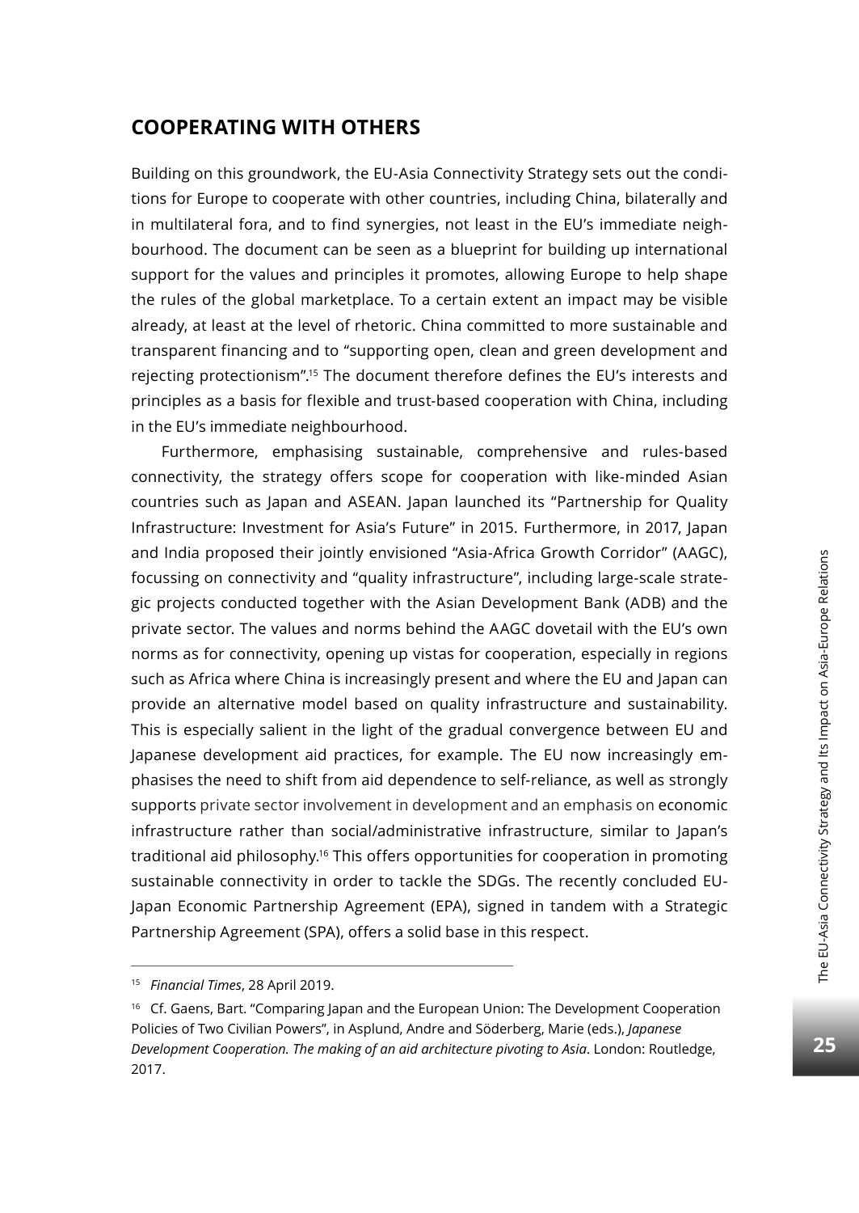## COOPERATING WITH OTHERS

Building on this groundwork, the EU-Asia Connectivity Strategy sets out the conditions for Europe to cooperate with other countries, including China, bilaterally and in multilateral fora, and to find synergies, not least in the EU's immediate neighbourhood. The document can be seen as a blueprint for building up international support for the values and principles it promotes, allowing Europe to help shape the rules of the global marketplace. To a certain extent an impact may be visible already, at least at the level of rhetoric. China committed to more sustainable and transparent financing and to "supporting open, clean and green development and rejecting protectionism".[15] The document therefore defines the EU's interests and principles as a basis for flexible and trust-based cooperation with China, including in the EU's immediate neighbourhood.

Furthermore, emphasising sustainable, comprehensive and rules-based connectivity, the strategy offers scope for cooperation with like-minded Asian countries such as Japan and ASEAN. Japan launched its "Partnership for Quality Infrastructure: Investment for Asia's Future" in 2015. Furthermore, in 2017, Japan and India proposed their jointly envisioned "Asia-Africa Growth Corridor" (AAGC), focussing on connectivity and "quality infrastructure", including large-scale strategic projects conducted together with the Asian Development Bank (ADB) and the private sector. The values and norms behind the AAGC dovetail with the EU's own norms as for connectivity, opening up vistas for cooperation, especially in regions such as Africa where China is increasingly present and where the EU and Japan can provide an alternative model based on quality infrastructure and sustainability. This is especially salient in the light of the gradual convergence between EU and Japanese development aid practices, for example. The EU now increasingly emphasises the need to shift from aid dependence to self-reliance, as well as strongly supports private sector involvement in development and an emphasis on economic infrastructure rather than social/administrative infrastructure, similar to Japan's traditional aid philosophy.[16] This offers opportunities for cooperation in promoting sustainable connectivity in order to tackle the SDGs. The recently concluded EU-Japan Economic Partnership Agreement (EPA), signed in tandem with a Strategic Partnership Agreement (SPA), offers a solid base in this respect.

---

[15] *Financial Times*, 28 April 2019.

[16] Cf. Gaens, Bart. "Comparing Japan and the European Union: The Development Cooperation Policies of Two Civilian Powers", in Asplund, Andre and Söderberg, Marie (eds.), *Japanese Development Cooperation. The making of an aid architecture pivoting to Asia*. London: Routledge, 2017.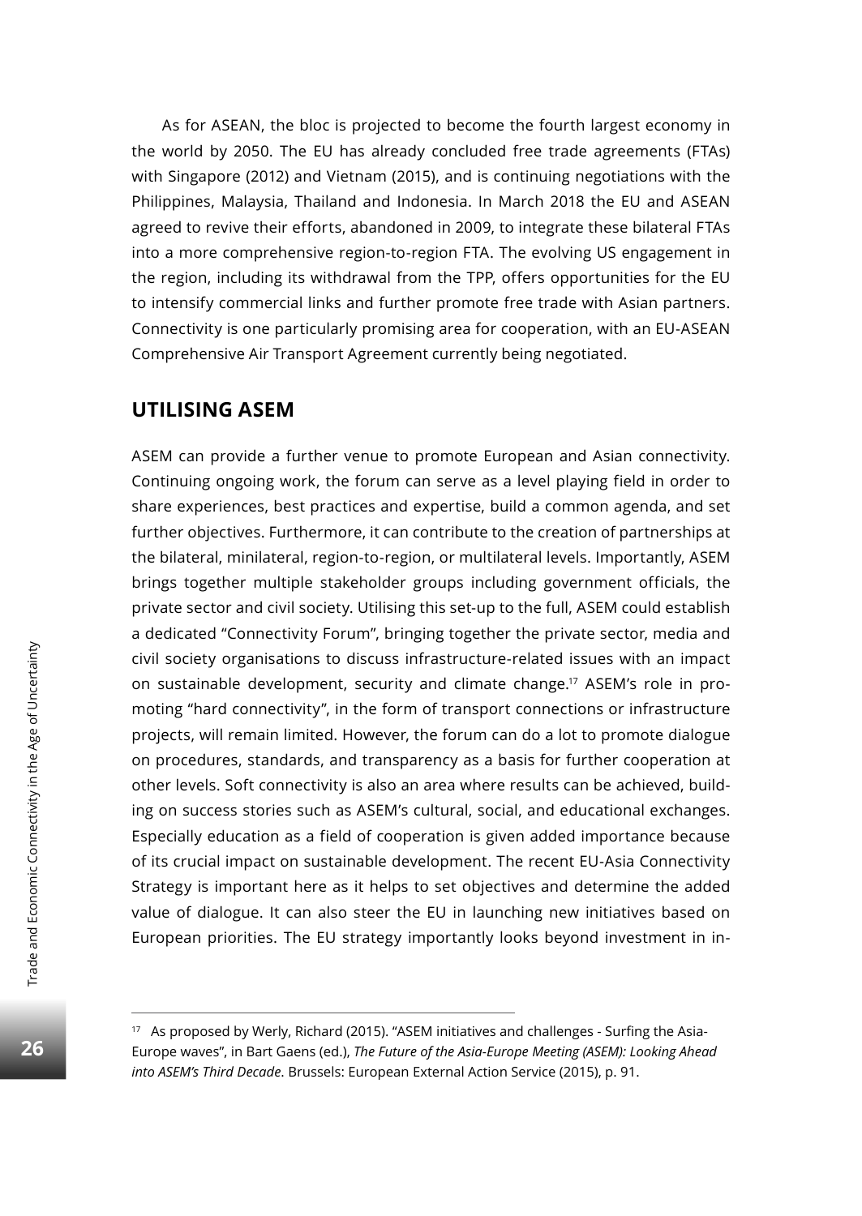As for ASEAN, the bloc is projected to become the fourth largest economy in the world by 2050. The EU has already concluded free trade agreements (FTAs) with Singapore (2012) and Vietnam (2015), and is continuing negotiations with the Philippines, Malaysia, Thailand and Indonesia. In March 2018 the EU and ASEAN agreed to revive their efforts, abandoned in 2009, to integrate these bilateral FTAs into a more comprehensive region-to-region FTA. The evolving US engagement in the region, including its withdrawal from the TPP, offers opportunities for the EU to intensify commercial links and further promote free trade with Asian partners. Connectivity is one particularly promising area for cooperation, with an EU-ASEAN Comprehensive Air Transport Agreement currently being negotiated.

## UTILISING ASEM

ASEM can provide a further venue to promote European and Asian connectivity. Continuing ongoing work, the forum can serve as a level playing field in order to share experiences, best practices and expertise, build a common agenda, and set further objectives. Furthermore, it can contribute to the creation of partnerships at the bilateral, minilateral, region-to-region, or multilateral levels. Importantly, ASEM brings together multiple stakeholder groups including government officials, the private sector and civil society. Utilising this set-up to the full, ASEM could establish a dedicated "Connectivity Forum", bringing together the private sector, media and civil society organisations to discuss infrastructure-related issues with an impact on sustainable development, security and climate change.[17] ASEM's role in promoting "hard connectivity", in the form of transport connections or infrastructure projects, will remain limited. However, the forum can do a lot to promote dialogue on procedures, standards, and transparency as a basis for further cooperation at other levels. Soft connectivity is also an area where results can be achieved, building on success stories such as ASEM's cultural, social, and educational exchanges. Especially education as a field of cooperation is given added importance because of its crucial impact on sustainable development. The recent EU-Asia Connectivity Strategy is important here as it helps to set objectives and determine the added value of dialogue. It can also steer the EU in launching new initiatives based on European priorities. The EU strategy importantly looks beyond investment in in-

---

[17] As proposed by Werly, Richard (2015). "ASEM initiatives and challenges - Surfing the Asia-Europe waves", in Bart Gaens (ed.), *The Future of the Asia-Europe Meeting (ASEM): Looking Ahead into ASEM's Third Decade*. Brussels: European External Action Service (2015), p. 91.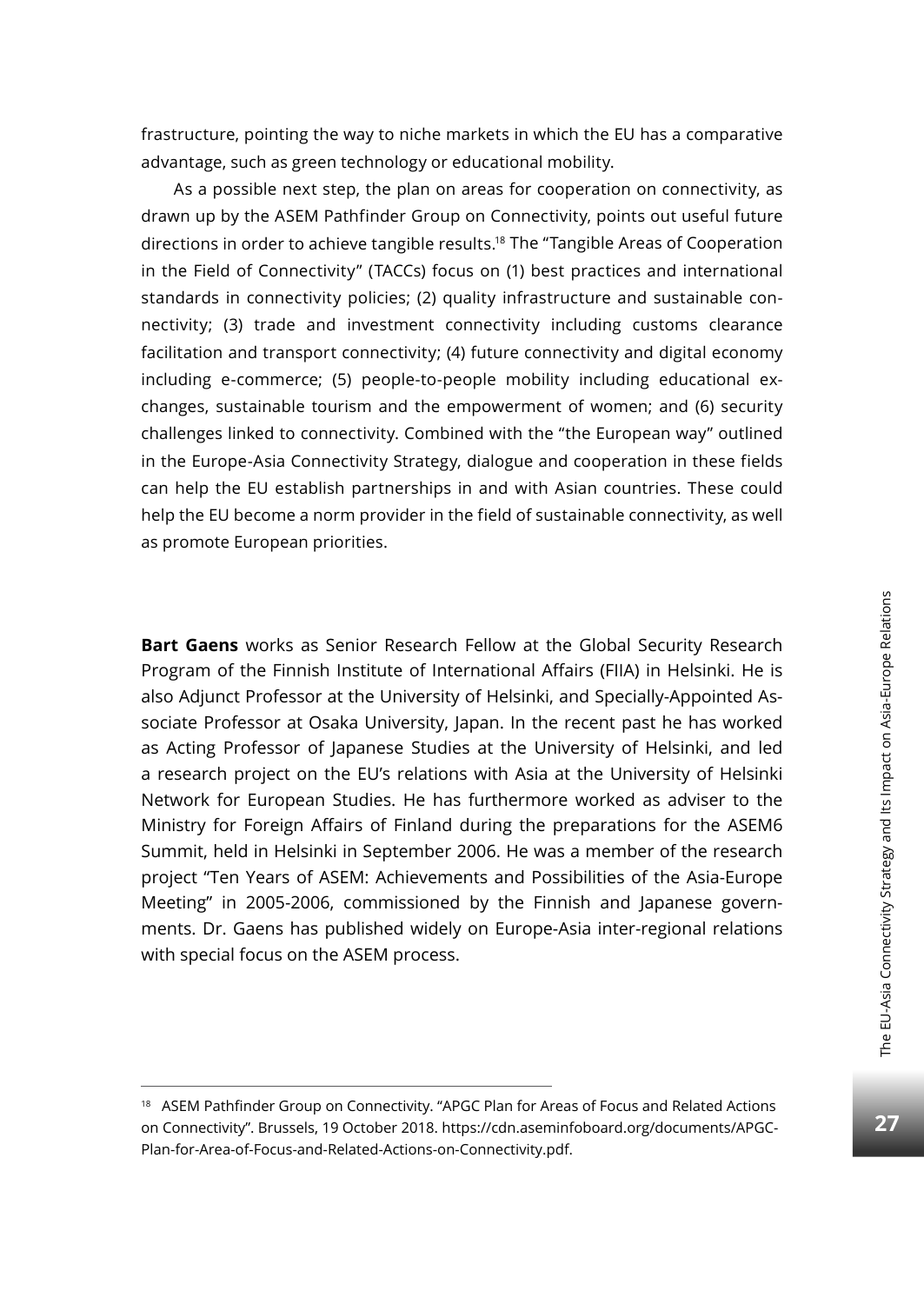frastructure, pointing the way to niche markets in which the EU has a comparative advantage, such as green technology or educational mobility.

As a possible next step, the plan on areas for cooperation on connectivity, as drawn up by the ASEM Pathfinder Group on Connectivity, points out useful future directions in order to achieve tangible results.[18] The "Tangible Areas of Cooperation in the Field of Connectivity" (TACCs) focus on (1) best practices and international standards in connectivity policies; (2) quality infrastructure and sustainable connectivity; (3) trade and investment connectivity including customs clearance facilitation and transport connectivity; (4) future connectivity and digital economy including e-commerce; (5) people-to-people mobility including educational exchanges, sustainable tourism and the empowerment of women; and (6) security challenges linked to connectivity. Combined with the "the European way" outlined in the Europe-Asia Connectivity Strategy, dialogue and cooperation in these fields can help the EU establish partnerships in and with Asian countries. These could help the EU become a norm provider in the field of sustainable connectivity, as well as promote European priorities.

**Bart Gaens** works as Senior Research Fellow at the Global Security Research Program of the Finnish Institute of International Affairs (FIIA) in Helsinki. He is also Adjunct Professor at the University of Helsinki, and Specially-Appointed Associate Professor at Osaka University, Japan. In the recent past he has worked as Acting Professor of Japanese Studies at the University of Helsinki, and led a research project on the EU's relations with Asia at the University of Helsinki Network for European Studies. He has furthermore worked as adviser to the Ministry for Foreign Affairs of Finland during the preparations for the ASEM6 Summit, held in Helsinki in September 2006. He was a member of the research project "Ten Years of ASEM: Achievements and Possibilities of the Asia-Europe Meeting" in 2005-2006, commissioned by the Finnish and Japanese governments. Dr. Gaens has published widely on Europe-Asia inter-regional relations with special focus on the ASEM process.

---

[18] ASEM Pathfinder Group on Connectivity. "APGC Plan for Areas of Focus and Related Actions on Connectivity". Brussels, 19 October 2018. https://cdn.aseminfoboard.org/documents/APGC-Plan-for-Area-of-Focus-and-Related-Actions-on-Connectivity.pdf.